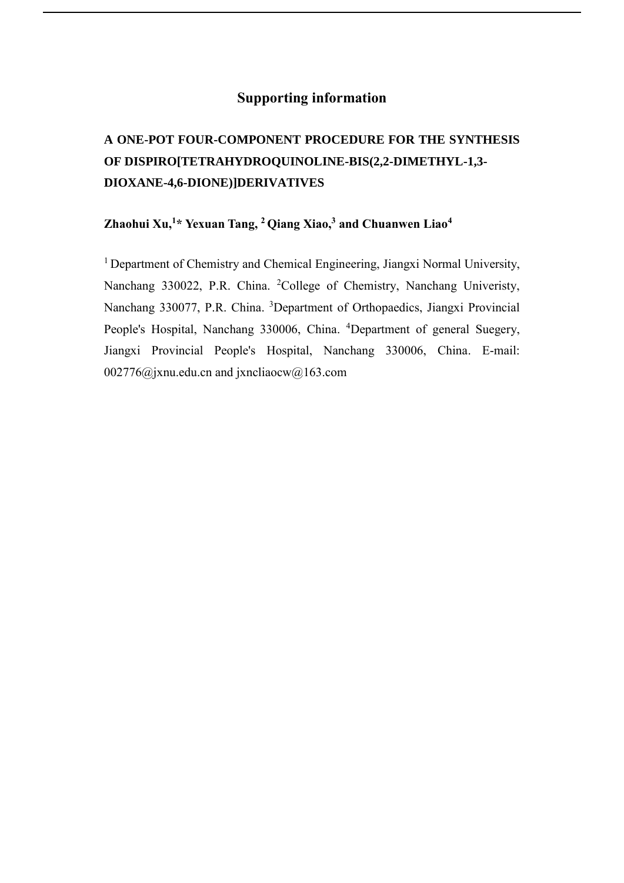# Supporting information

## A ONE-POT FOUR-COMPONENT PROCEDURE FOR THE SYNTHESIS OF DISPIRO[TETRAHYDROQUINOLINE-BIS(2,2-DIMETHYL-1,3-DIOXANE-4,6-DIONE)]DERIVATIVES

**Zhaohui Xu,[1]* Yexuan Tang, [2] Qiang Xiao,[3] and Chuanwen Liao[4]**

[1] Department of Chemistry and Chemical Engineering, Jiangxi Normal University, Nanchang 330022, P.R. China. [2]College of Chemistry, Nanchang Univeristy, Nanchang 330077, P.R. China. [3]Department of Orthopaedics, Jiangxi Provincial People's Hospital, Nanchang 330006, China. [4]Department of general Suegery, Jiangxi Provincial People's Hospital, Nanchang 330006, China. E-mail: 002776@jxnu.edu.cn and jxncliaocw@163.com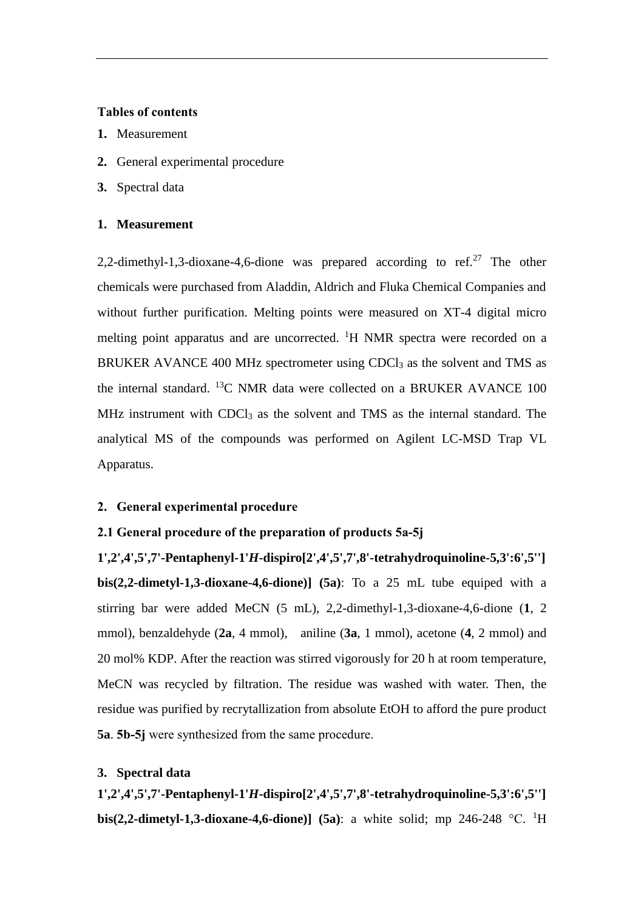**Tables of contents**

1. Measurement
2. General experimental procedure
3. Spectral data

## 1. Measurement

2,2-dimethyl-1,3-dioxane-4,6-dione was prepared according to ref.[27] The other chemicals were purchased from Aladdin, Aldrich and Fluka Chemical Companies and without further purification. Melting points were measured on XT-4 digital micro melting point apparatus and are uncorrected. $^{1}$H NMR spectra were recorded on a BRUKER AVANCE 400 MHz spectrometer using $CDCl_3$ as the solvent and TMS as the internal standard. $^{13}$C NMR data were collected on a BRUKER AVANCE 100 MHz instrument with $CDCl_3$ as the solvent and TMS as the internal standard. The analytical MS of the compounds was performed on Agilent LC-MSD Trap VL Apparatus.

## 2. General experimental procedure

### 2.1 General procedure of the preparation of products 5a-5j

**1',2',4',5',7'-Pentaphenyl-1'*H*-dispiro[2',4',5',7',8'-tetrahydroquinoline-5,3':6',5''] bis(2,2-dimetyl-1,3-dioxane-4,6-dione)] (5a)**: To a 25 mL tube equiped with a stirring bar were added MeCN (5 mL), 2,2-dimethyl-1,3-dioxane-4,6-dione (**1**, 2 mmol), benzaldehyde (**2a**, 4 mmol), aniline (**3a**, 1 mmol), acetone (**4**, 2 mmol) and 20 mol% KDP. After the reaction was stirred vigorously for 20 h at room temperature, MeCN was recycled by filtration. The residue was washed with water. Then, the residue was purified by recrytallization from absolute EtOH to afford the pure product **5a**. **5b-5j** were synthesized from the same procedure.

## 3. Spectral data

**1',2',4',5',7'-Pentaphenyl-1'*H*-dispiro[2',4',5',7',8'-tetrahydroquinoline-5,3':6',5''] bis(2,2-dimetyl-1,3-dioxane-4,6-dione)] (5a)**: a white solid; mp 246-248 °C. $^{1}$H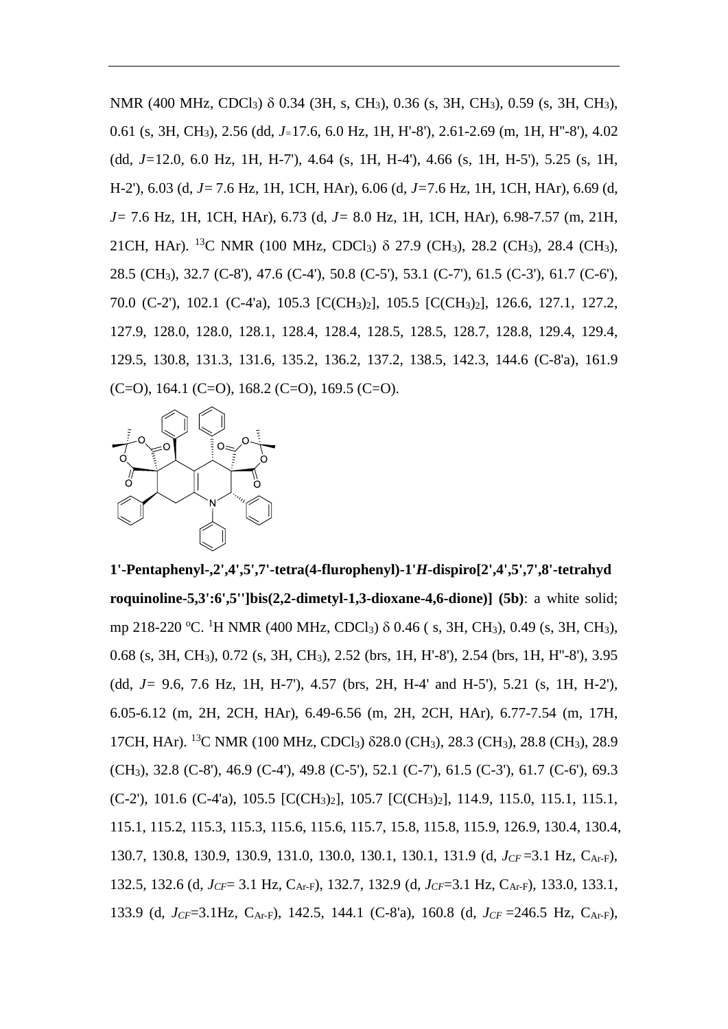NMR (400 MHz, $CDCl_3$) δ 0.34 (3H, s, $CH_3$), 0.36 (s, 3H, $CH_3$), 0.59 (s, 3H, $CH_3$), 0.61 (s, 3H, $CH_3$), 2.56 (dd, *J*=17.6, 6.0 Hz, 1H, H'-8'), 2.61-2.69 (m, 1H, H''-8'), 4.02 (dd, *J*=12.0, 6.0 Hz, 1H, H-7'), 4.64 (s, 1H, H-4'), 4.66 (s, 1H, H-5'), 5.25 (s, 1H, H-2'), 6.03 (d, *J*= 7.6 Hz, 1H, 1CH, HAr), 6.06 (d, *J*=7.6 Hz, 1H, 1CH, HAr), 6.69 (d, *J*= 7.6 Hz, 1H, 1CH, HAr), 6.73 (d, *J*= 8.0 Hz, 1H, 1CH, HAr), 6.98-7.57 (m, 21H, 21CH, HAr). $^{13}C$ NMR (100 MHz, $CDCl_3$) δ 27.9 ($CH_3$), 28.2 ($CH_3$), 28.4 ($CH_3$), 28.5 ($CH_3$), 32.7 (C-8'), 47.6 (C-4'), 50.8 (C-5'), 53.1 (C-7'), 61.5 (C-3'), 61.7 (C-6'), 70.0 (C-2'), 102.1 (C-4'a), 105.3 [$C(CH_3)_2$], 105.5 [$C(CH_3)_2$], 126.6, 127.1, 127.2, 127.9, 128.0, 128.0, 128.1, 128.4, 128.4, 128.5, 128.5, 128.7, 128.8, 129.4, 129.4, 129.5, 130.8, 131.3, 131.6, 135.2, 136.2, 137.2, 138.5, 142.3, 144.6 (C-8'a), 161.9 (C=O), 164.1 (C=O), 168.2 (C=O), 169.5 (C=O).

**1'-Pentaphenyl-,2',4',5',7'-tetra(4-flurophenyl)-1'*H*-dispiro[2',4',5',7',8'-tetrahydroquinoline-5,3':6',5'']bis(2,2-dimetyl-1,3-dioxane-4,6-dione)] (5b)**: a white solid; mp 218-220 °C. $^{1}H$ NMR (400 MHz, $CDCl_3$) δ 0.46 ( s, 3H, $CH_3$), 0.49 (s, 3H, $CH_3$), 0.68 (s, 3H, $CH_3$), 0.72 (s, 3H, $CH_3$), 2.52 (brs, 1H, H'-8'), 2.54 (brs, 1H, H''-8'), 3.95 (dd, *J*= 9.6, 7.6 Hz, 1H, H-7'), 4.57 (brs, 2H, H-4' and H-5'), 5.21 (s, 1H, H-2'), 6.05-6.12 (m, 2H, 2CH, HAr), 6.49-6.56 (m, 2H, 2CH, HAr), 6.77-7.54 (m, 17H, 17CH, HAr). $^{13}C$ NMR (100 MHz, $CDCl_3$) δ28.0 ($CH_3$), 28.3 ($CH_3$), 28.8 ($CH_3$), 28.9 ($CH_3$), 32.8 (C-8'), 46.9 (C-4'), 49.8 (C-5'), 52.1 (C-7'), 61.5 (C-3'), 61.7 (C-6'), 69.3 (C-2'), 101.6 (C-4'a), 105.5 [$C(CH_3)_2$], 105.7 [$C(CH_3)_2$], 114.9, 115.0, 115.1, 115.1, 115.1, 115.2, 115.3, 115.3, 115.6, 115.6, 115.7, 15.8, 115.8, 115.9, 126.9, 130.4, 130.4, 130.7, 130.8, 130.9, 130.9, 131.0, 130.0, 130.1, 130.1, 131.9 (d, $J_{CF}$ =3.1 Hz, $C_{Ar-F}$), 132.5, 132.6 (d, $J_{CF}$= 3.1 Hz, $C_{Ar-F}$), 132.7, 132.9 (d, $J_{CF}$=3.1 Hz, $C_{Ar-F}$), 133.0, 133.1, 133.9 (d, $J_{CF}$=3.1Hz, $C_{Ar-F}$), 142.5, 144.1 (C-8'a), 160.8 (d, $J_{CF}$ =246.5 Hz, $C_{Ar-F}$),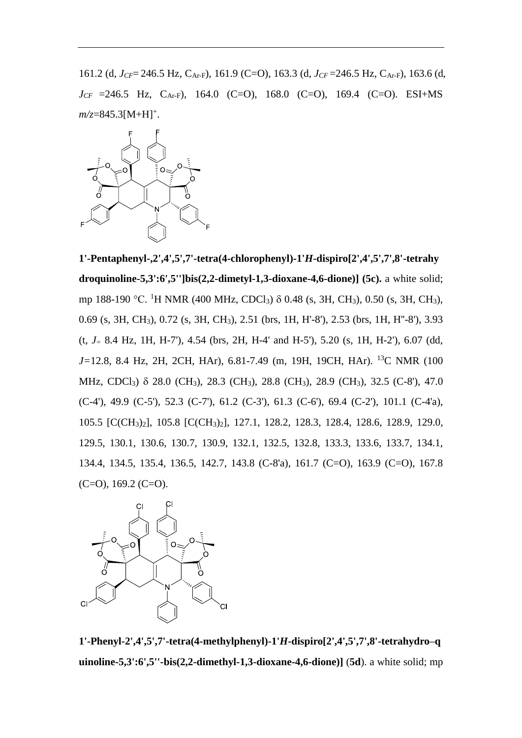161.2 (d, $J_{CF}$= 246.5 Hz, $C_{Ar\text{-}F}$), 161.9 (C=O), 163.3 (d, $J_{CF}$ =246.5 Hz, $C_{Ar\text{-}F}$), 163.6 (d, $J_{CF}$ =246.5 Hz, $C_{Ar\text{-}F}$), 164.0 (C=O), 168.0 (C=O), 169.4 (C=O). ESI+MS *m/z*=845.3[M+H]$^+$.

**1'-Pentaphenyl-,2',4',5',7'-tetra(4-chlorophenyl)-1'*H*-dispiro[2',4',5',7',8'-tetrahydroquinoline-5,3':6',5'']bis(2,2-dimetyl-1,3-dioxane-4,6-dione)] (5c).** a white solid; mp 188-190 °C. $^1$H NMR (400 MHz, $CDCl_3$) δ 0.48 (s, 3H, $CH_3$), 0.50 (s, 3H, $CH_3$), 0.69 (s, 3H, $CH_3$), 0.72 (s, 3H, $CH_3$), 2.51 (brs, 1H, H'-8'), 2.53 (brs, 1H, H''-8'), 3.93 (t, *J*= 8.4 Hz, 1H, H-7'), 4.54 (brs, 2H, H-4' and H-5'), 5.20 (s, 1H, H-2'), 6.07 (dd, *J*=12.8, 8.4 Hz, 2H, 2CH, HAr), 6.81-7.49 (m, 19H, 19CH, HAr). $^{13}$C NMR (100 MHz, $CDCl_3$) δ 28.0 ($CH_3$), 28.3 ($CH_3$), 28.8 ($CH_3$), 28.9 ($CH_3$), 32.5 (C-8'), 47.0 (C-4'), 49.9 (C-5'), 52.3 (C-7'), 61.2 (C-3'), 61.3 (C-6'), 69.4 (C-2'), 101.1 (C-4'a), 105.5 [$C(CH_3)_2$], 105.8 [$C(CH_3)_2$], 127.1, 128.2, 128.3, 128.4, 128.6, 128.9, 129.0, 129.5, 130.1, 130.6, 130.7, 130.9, 132.1, 132.5, 132.8, 133.3, 133.6, 133.7, 134.1, 134.4, 134.5, 135.4, 136.5, 142.7, 143.8 (C-8'a), 161.7 (C=O), 163.9 (C=O), 167.8 (C=O), 169.2 (C=O).

**1'-Phenyl-2',4',5',7'-tetra(4-methylphenyl)-1'*H*-dispiro[2',4',5',7',8'-tetrahydro–quinoline-5,3':6',5''-bis(2,2-dimethyl-1,3-dioxane-4,6-dione)]** (**5d**). a white solid; mp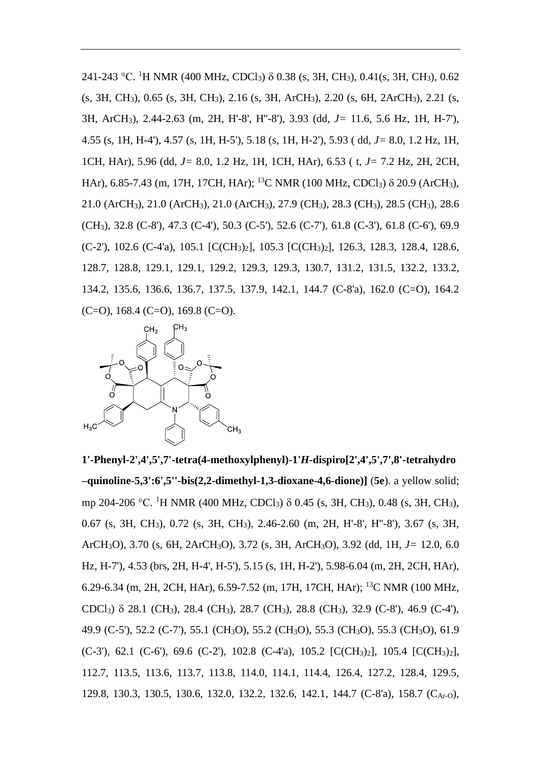241-243 °C. [1]H NMR (400 MHz, $CDCl_3$) δ 0.38 (s, 3H, $CH_3$), 0.41(s, 3H, $CH_3$), 0.62 (s, 3H, $CH_3$), 0.65 (s, 3H, $CH_3$), 2.16 (s, 3H, $ArCH_3$), 2.20 (s, 6H, $2ArCH_3$), 2.21 (s, 3H, $ArCH_3$), 2.44-2.63 (m, 2H, H'-8', H''-8'), 3.93 (dd, *J*= 11.6, 5.6 Hz, 1H, H-7'), 4.55 (s, 1H, H-4'), 4.57 (s, 1H, H-5'), 5.18 (s, 1H, H-2'), 5.93 ( dd, *J*= 8.0, 1.2 Hz, 1H, 1CH, HAr), 5.96 (dd, *J*= 8.0, 1.2 Hz, 1H, 1CH, HAr), 6.53 ( t, *J*= 7.2 Hz, 2H, 2CH, HAr), 6.85-7.43 (m, 17H, 17CH, HAr); [13]C NMR (100 MHz, $CDCl_3$) δ 20.9 ($ArCH_3$), 21.0 ($ArCH_3$), 21.0 ($ArCH_3$), 21.0 ($ArCH_3$), 27.9 ($CH_3$), 28.3 ($CH_3$), 28.5 ($CH_3$), 28.6 ($CH_3$), 32.8 (C-8'), 47.3 (C-4'), 50.3 (C-5'), 52.6 (C-7'), 61.8 (C-3'), 61.8 (C-6'), 69.9 (C-2'), 102.6 (C-4'a), 105.1 [$C(CH_3)_2$], 105.3 [$C(CH_3)_2$], 126.3, 128.3, 128.4, 128.6, 128.7, 128.8, 129.1, 129.1, 129.2, 129.3, 129.3, 130.7, 131.2, 131.5, 132.2, 133.2, 134.2, 135.6, 136.6, 136.7, 137.5, 137.9, 142.1, 144.7 (C-8'a), 162.0 (C=O), 164.2 (C=O), 168.4 (C=O), 169.8 (C=O).

**1'-Phenyl-2',4',5',7'-tetra(4-methoxylphenyl)-1'*H*-dispiro[2',4',5',7',8'-tetrahydro –quinoline-5,3':6',5''-bis(2,2-dimethyl-1,3-dioxane-4,6-dione)]** (**5e**). a yellow solid; mp 204-206 °C. [1]H NMR (400 MHz, $CDCl_3$) δ 0.45 (s, 3H, $CH_3$), 0.48 (s, 3H, $CH_3$), 0.67 (s, 3H, $CH_3$), 0.72 (s, 3H, $CH_3$), 2.46-2.60 (m, 2H, H'-8', H''-8'), 3.67 (s, 3H, $ArCH_3O$), 3.70 (s, 6H, $2ArCH_3O$), 3.72 (s, 3H, $ArCH_3O$), 3.92 (dd, 1H, *J*= 12.0, 6.0 Hz, H-7'), 4.53 (brs, 2H, H-4', H-5'), 5.15 (s, 1H, H-2'), 5.98-6.04 (m, 2H, 2CH, HAr), 6.29-6.34 (m, 2H, 2CH, HAr), 6.59-7.52 (m, 17H, 17CH, HAr); [13]C NMR (100 MHz, $CDCl_3$) δ 28.1 ($CH_3$), 28.4 ($CH_3$), 28.7 ($CH_3$), 28.8 ($CH_3$), 32.9 (C-8'), 46.9 (C-4'), 49.9 (C-5'), 52.2 (C-7'), 55.1 ($CH_3O$), 55.2 ($CH_3O$), 55.3 ($CH_3O$), 55.3 ($CH_3O$), 61.9 (C-3'), 62.1 (C-6'), 69.6 (C-2'), 102.8 (C-4'a), 105.2 [$C(CH_3)_2$], 105.4 [$C(CH_3)_2$], 112.7, 113.5, 113.6, 113.7, 113.8, 114.0, 114.1, 114.4, 126.4, 127.2, 128.4, 129.5, 129.8, 130.3, 130.5, 130.6, 132.0, 132.2, 132.6, 142.1, 144.7 (C-8'a), 158.7 ($C_{Ar\text{-}O}$),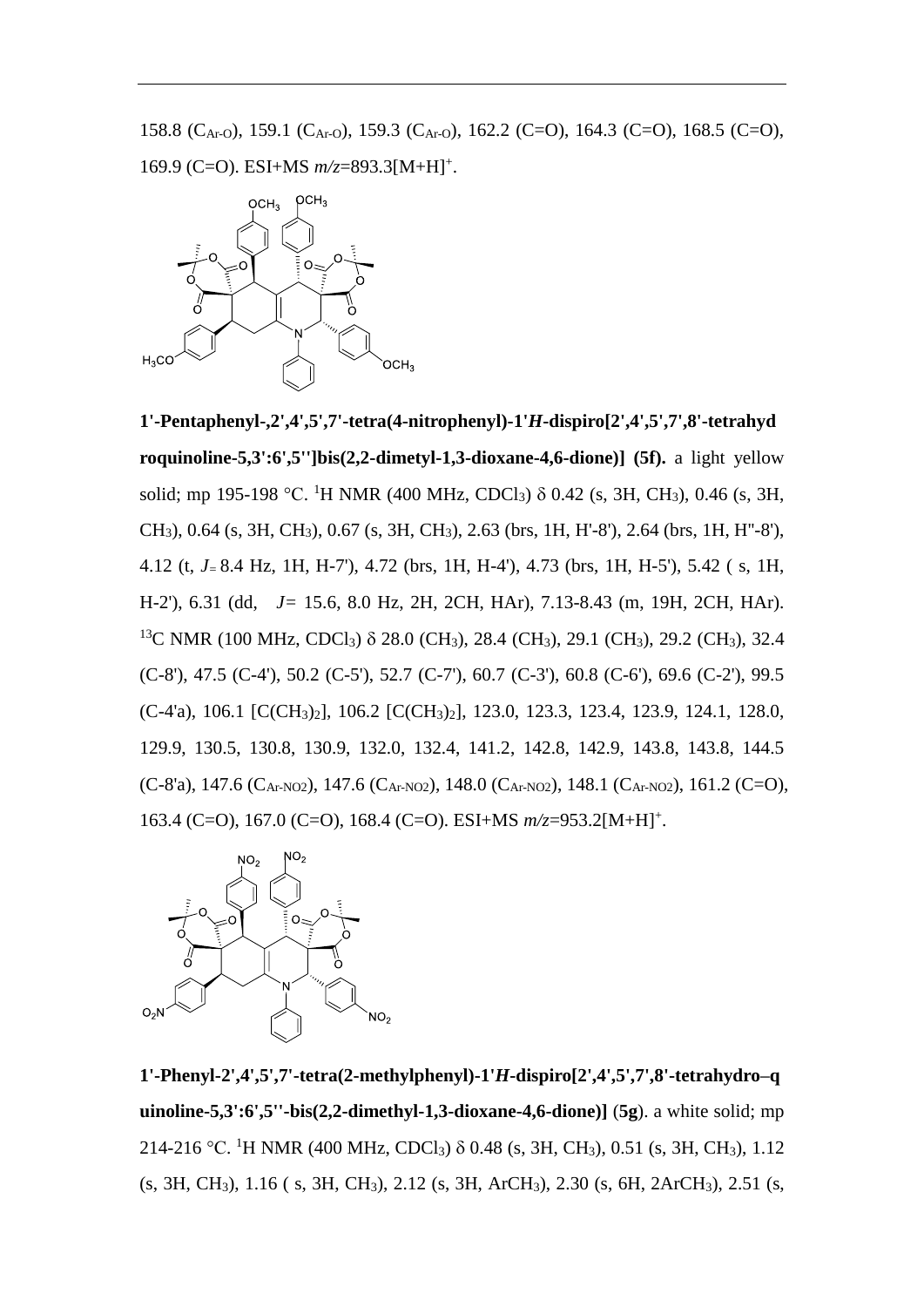158.8 ($C_{Ar\text{-}O}$), 159.1 ($C_{Ar\text{-}O}$), 159.3 ($C_{Ar\text{-}O}$), 162.2 (C=O), 164.3 (C=O), 168.5 (C=O), 169.9 (C=O). ESI+MS *m/z*=893.3[M+H]$^+$.

**1'-Pentaphenyl-,2',4',5',7'-tetra(4-nitrophenyl)-1'*H*-dispiro[2',4',5',7',8'-tetrahydroquinoline-5,3':6',5'']bis(2,2-dimetyl-1,3-dioxane-4,6-dione)] (5f).** a light yellow solid; mp 195-198 °C. $^1$H NMR (400 MHz, $CDCl_3$) δ 0.42 (s, 3H, $CH_3$), 0.46 (s, 3H, $CH_3$), 0.64 (s, 3H, $CH_3$), 0.67 (s, 3H, $CH_3$), 2.63 (brs, 1H, H'-8'), 2.64 (brs, 1H, H''-8'), 4.12 (t, *J*= 8.4 Hz, 1H, H-7'), 4.72 (brs, 1H, H-4'), 4.73 (brs, 1H, H-5'), 5.42 ( s, 1H, H-2'), 6.31 (dd, *J*= 15.6, 8.0 Hz, 2H, 2CH, HAr), 7.13-8.43 (m, 19H, 2CH, HAr). $^{13}$C NMR (100 MHz, $CDCl_3$) δ 28.0 ($CH_3$), 28.4 ($CH_3$), 29.1 ($CH_3$), 29.2 ($CH_3$), 32.4 (C-8'), 47.5 (C-4'), 50.2 (C-5'), 52.7 (C-7'), 60.7 (C-3'), 60.8 (C-6'), 69.6 (C-2'), 99.5 (C-4'a), 106.1 [$C(CH_3)_2$], 106.2 [$C(CH_3)_2$], 123.0, 123.3, 123.4, 123.9, 124.1, 128.0, 129.9, 130.5, 130.8, 130.9, 132.0, 132.4, 141.2, 142.8, 142.9, 143.8, 143.8, 144.5 (C-8'a), 147.6 ($C_{Ar\text{-}NO2}$), 147.6 ($C_{Ar\text{-}NO2}$), 148.0 ($C_{Ar\text{-}NO2}$), 148.1 ($C_{Ar\text{-}NO2}$), 161.2 (C=O), 163.4 (C=O), 167.0 (C=O), 168.4 (C=O). ESI+MS *m/z*=953.2[M+H]$^+$.

**1'-Phenyl-2',4',5',7'-tetra(2-methylphenyl)-1'*H*-dispiro[2',4',5',7',8'-tetrahydro–quinoline-5,3':6',5''-bis(2,2-dimethyl-1,3-dioxane-4,6-dione)]** (**5g**). a white solid; mp 214-216 °C. $^1$H NMR (400 MHz, $CDCl_3$) δ 0.48 (s, 3H, $CH_3$), 0.51 (s, 3H, $CH_3$), 1.12 (s, 3H, $CH_3$), 1.16 ( s, 3H, $CH_3$), 2.12 (s, 3H, $ArCH_3$), 2.30 (s, 6H, 2$ArCH_3$), 2.51 (s,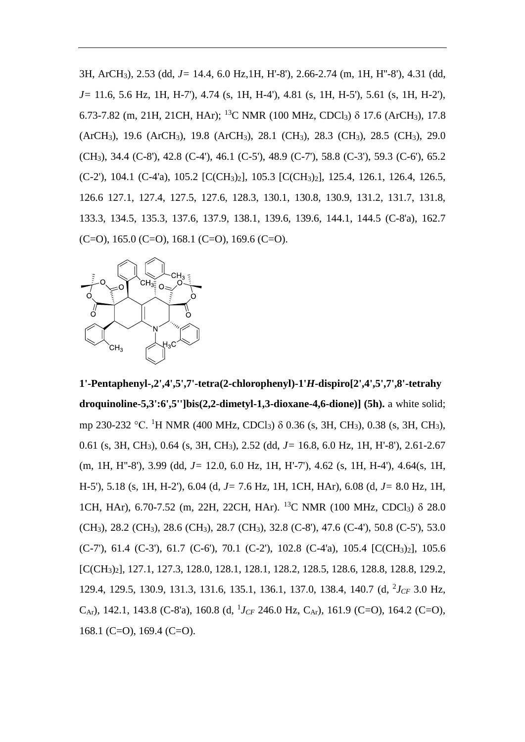3H, $ArCH_3$), 2.53 (dd, *J*= 14.4, 6.0 Hz,1H, H'-8'), 2.66-2.74 (m, 1H, H''-8'), 4.31 (dd, *J*= 11.6, 5.6 Hz, 1H, H-7'), 4.74 (s, 1H, H-4'), 4.81 (s, 1H, H-5'), 5.61 (s, 1H, H-2'), 6.73-7.82 (m, 21H, 21CH, HAr); $^{13}$C NMR (100 MHz, $CDCl_3$) δ 17.6 ($ArCH_3$), 17.8 ($ArCH_3$), 19.6 ($ArCH_3$), 19.8 ($ArCH_3$), 28.1 ($CH_3$), 28.3 ($CH_3$), 28.5 ($CH_3$), 29.0 ($CH_3$), 34.4 (C-8'), 42.8 (C-4'), 46.1 (C-5'), 48.9 (C-7'), 58.8 (C-3'), 59.3 (C-6'), 65.2 (C-2'), 104.1 (C-4'a), 105.2 [$C(CH_3)_2$], 105.3 [$C(CH_3)_2$], 125.4, 126.1, 126.4, 126.5, 126.6 127.1, 127.4, 127.5, 127.6, 128.3, 130.1, 130.8, 130.9, 131.2, 131.7, 131.8, 133.3, 134.5, 135.3, 137.6, 137.9, 138.1, 139.6, 139.6, 144.1, 144.5 (C-8'a), 162.7 (C=O), 165.0 (C=O), 168.1 (C=O), 169.6 (C=O).

**1'-Pentaphenyl-,2',4',5',7'-tetra(2-chlorophenyl)-1'*H*-dispiro[2',4',5',7',8'-tetrahydroquinoline-5,3':6',5'']bis(2,2-dimetyl-1,3-dioxane-4,6-dione)] (5h).** a white solid; mp 230-232 °C. $^{1}$H NMR (400 MHz, $CDCl_3$) δ 0.36 (s, 3H, $CH_3$), 0.38 (s, 3H, $CH_3$), 0.61 (s, 3H, $CH_3$), 0.64 (s, 3H, $CH_3$), 2.52 (dd, *J*= 16.8, 6.0 Hz, 1H, H'-8'), 2.61-2.67 (m, 1H, H''-8'), 3.99 (dd, *J*= 12.0, 6.0 Hz, 1H, H'-7'), 4.62 (s, 1H, H-4'), 4.64(s, 1H, H-5'), 5.18 (s, 1H, H-2'), 6.04 (d, *J*= 7.6 Hz, 1H, 1CH, HAr), 6.08 (d, *J*= 8.0 Hz, 1H, 1CH, HAr), 6.70-7.52 (m, 22H, 22CH, HAr). $^{13}$C NMR (100 MHz, $CDCl_3$) δ 28.0 ($CH_3$), 28.2 ($CH_3$), 28.6 ($CH_3$), 28.7 ($CH_3$), 32.8 (C-8'), 47.6 (C-4'), 50.8 (C-5'), 53.0 (C-7'), 61.4 (C-3'), 61.7 (C-6'), 70.1 (C-2'), 102.8 (C-4'a), 105.4 [$C(CH_3)_2$], 105.6 [$C(CH_3)_2$], 127.1, 127.3, 128.0, 128.1, 128.1, 128.2, 128.5, 128.6, 128.8, 128.8, 129.2, 129.4, 129.5, 130.9, 131.3, 131.6, 135.1, 136.1, 137.0, 138.4, 140.7 (d, $^{2}J_{CF}$ 3.0 Hz, $C_{Ar}$), 142.1, 143.8 (C-8'a), 160.8 (d, $^{1}J_{CF}$ 246.0 Hz, $C_{Ar}$), 161.9 (C=O), 164.2 (C=O), 168.1 (C=O), 169.4 (C=O).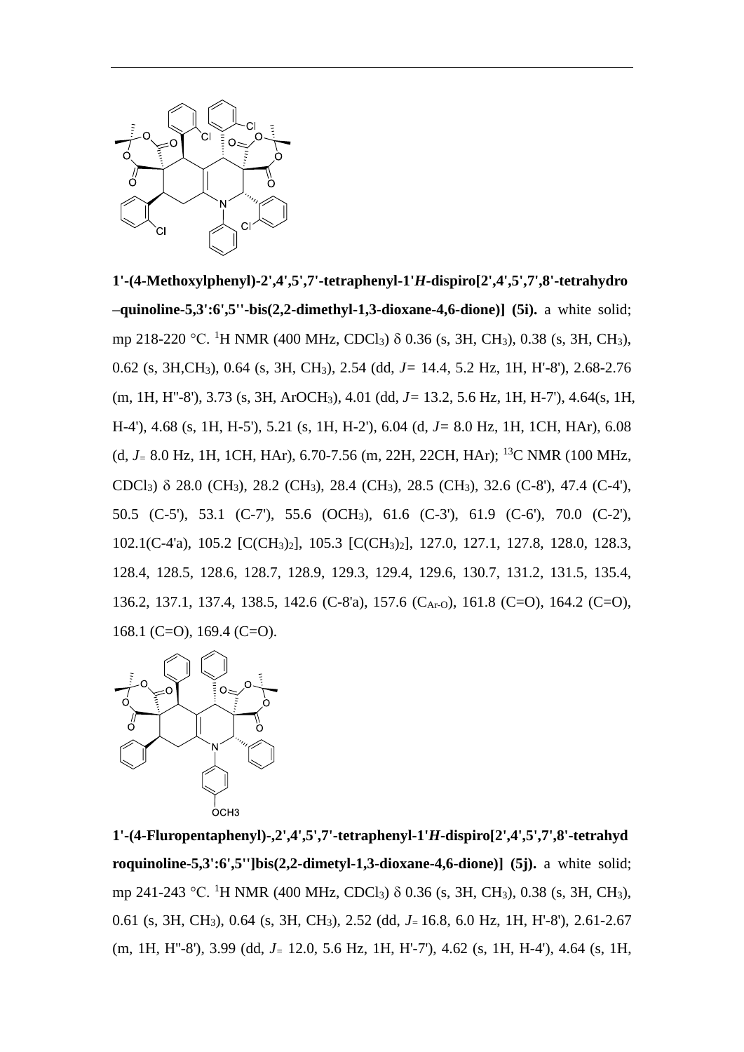**1'-(4-Methoxylphenyl)-2',4',5',7'-tetraphenyl-1'*H*-dispiro[2',4',5',7',8'-tetrahydro–quinoline-5,3':6',5''-bis(2,2-dimethyl-1,3-dioxane-4,6-dione)] (5i).** a white solid; mp 218-220 °C. $^{1}$H NMR (400 MHz, $CDCl_3$) δ 0.36 (s, 3H, $CH_3$), 0.38 (s, 3H, $CH_3$), 0.62 (s, 3H,$CH_3$), 0.64 (s, 3H, $CH_3$), 2.54 (dd, *J*= 14.4, 5.2 Hz, 1H, H'-8'), 2.68-2.76 (m, 1H, H''-8'), 3.73 (s, 3H, $ArOCH_3$), 4.01 (dd, *J*= 13.2, 5.6 Hz, 1H, H-7'), 4.64(s, 1H, H-4'), 4.68 (s, 1H, H-5'), 5.21 (s, 1H, H-2'), 6.04 (d, *J*= 8.0 Hz, 1H, 1CH, HAr), 6.08 (d, *J*= 8.0 Hz, 1H, 1CH, HAr), 6.70-7.56 (m, 22H, 22CH, HAr); $^{13}$C NMR (100 MHz, $CDCl_3$) δ 28.0 ($CH_3$), 28.2 ($CH_3$), 28.4 ($CH_3$), 28.5 ($CH_3$), 32.6 (C-8'), 47.4 (C-4'), 50.5 (C-5'), 53.1 (C-7'), 55.6 ($OCH_3$), 61.6 (C-3'), 61.9 (C-6'), 70.0 (C-2'), 102.1(C-4'a), 105.2 [$C(CH_3)_2$], 105.3 [$C(CH_3)_2$], 127.0, 127.1, 127.8, 128.0, 128.3, 128.4, 128.5, 128.6, 128.7, 128.9, 129.3, 129.4, 129.6, 130.7, 131.2, 131.5, 135.4, 136.2, 137.1, 137.4, 138.5, 142.6 (C-8'a), 157.6 ($C_{Ar-O}$), 161.8 (C=O), 164.2 (C=O), 168.1 (C=O), 169.4 (C=O).

**1'-(4-Fluropentaphenyl)-,2',4',5',7'-tetraphenyl-1'*H*-dispiro[2',4',5',7',8'-tetrahydroquinoline-5,3':6',5'']bis(2,2-dimetyl-1,3-dioxane-4,6-dione)] (5j).** a white solid; mp 241-243 °C. $^{1}$H NMR (400 MHz, $CDCl_3$) δ 0.36 (s, 3H, $CH_3$), 0.38 (s, 3H, $CH_3$), 0.61 (s, 3H, $CH_3$), 0.64 (s, 3H, $CH_3$), 2.52 (dd, *J*= 16.8, 6.0 Hz, 1H, H'-8'), 2.61-2.67 (m, 1H, H''-8'), 3.99 (dd, *J*= 12.0, 5.6 Hz, 1H, H'-7'), 4.62 (s, 1H, H-4'), 4.64 (s, 1H,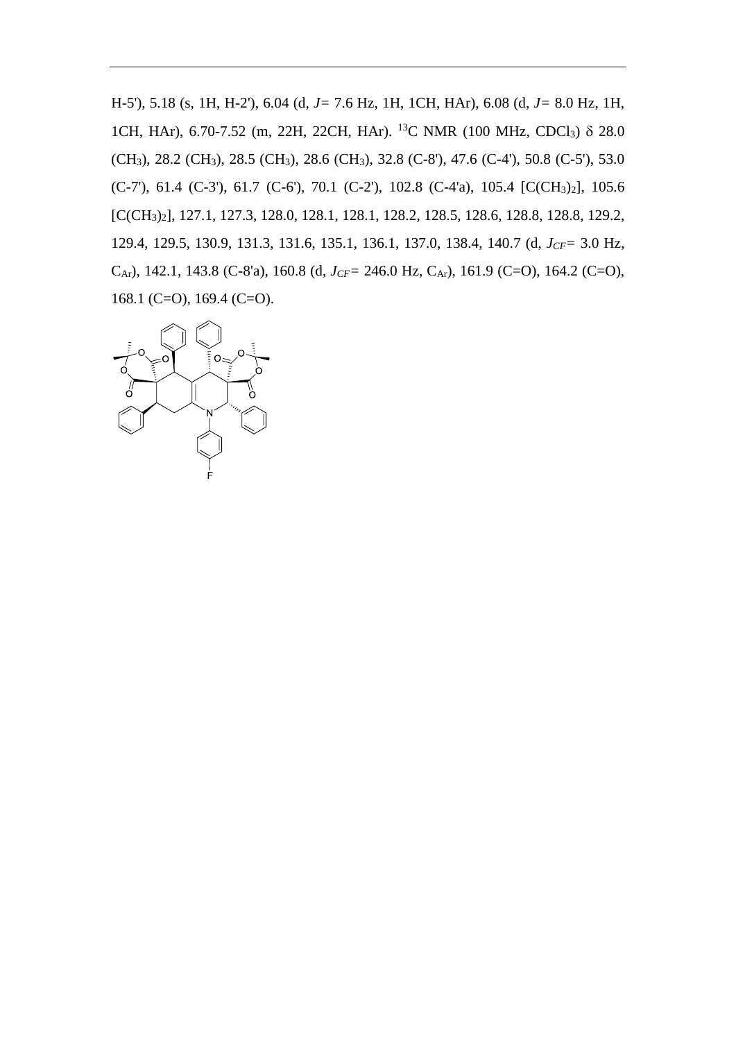H-5'), 5.18 (s, 1H, H-2'), 6.04 (d, *J*= 7.6 Hz, 1H, 1CH, HAr), 6.08 (d, *J*= 8.0 Hz, 1H, 1CH, HAr), 6.70-7.52 (m, 22H, 22CH, HAr). $^{13}$C NMR (100 MHz, $CDCl_3$) δ 28.0 ($CH_3$), 28.2 ($CH_3$), 28.5 ($CH_3$), 28.6 ($CH_3$), 32.8 (C-8'), 47.6 (C-4'), 50.8 (C-5'), 53.0 (C-7'), 61.4 (C-3'), 61.7 (C-6'), 70.1 (C-2'), 102.8 (C-4'a), 105.4 [$C(CH_3)_2$], 105.6 [$C(CH_3)_2$], 127.1, 127.3, 128.0, 128.1, 128.1, 128.2, 128.5, 128.6, 128.8, 128.8, 129.2, 129.4, 129.5, 130.9, 131.3, 131.6, 135.1, 136.1, 137.0, 138.4, 140.7 (d, $J_{CF}$= 3.0 Hz, $C_{Ar}$), 142.1, 143.8 (C-8'a), 160.8 (d, $J_{CF}$= 246.0 Hz, $C_{Ar}$), 161.9 (C=O), 164.2 (C=O), 168.1 (C=O), 169.4 (C=O).